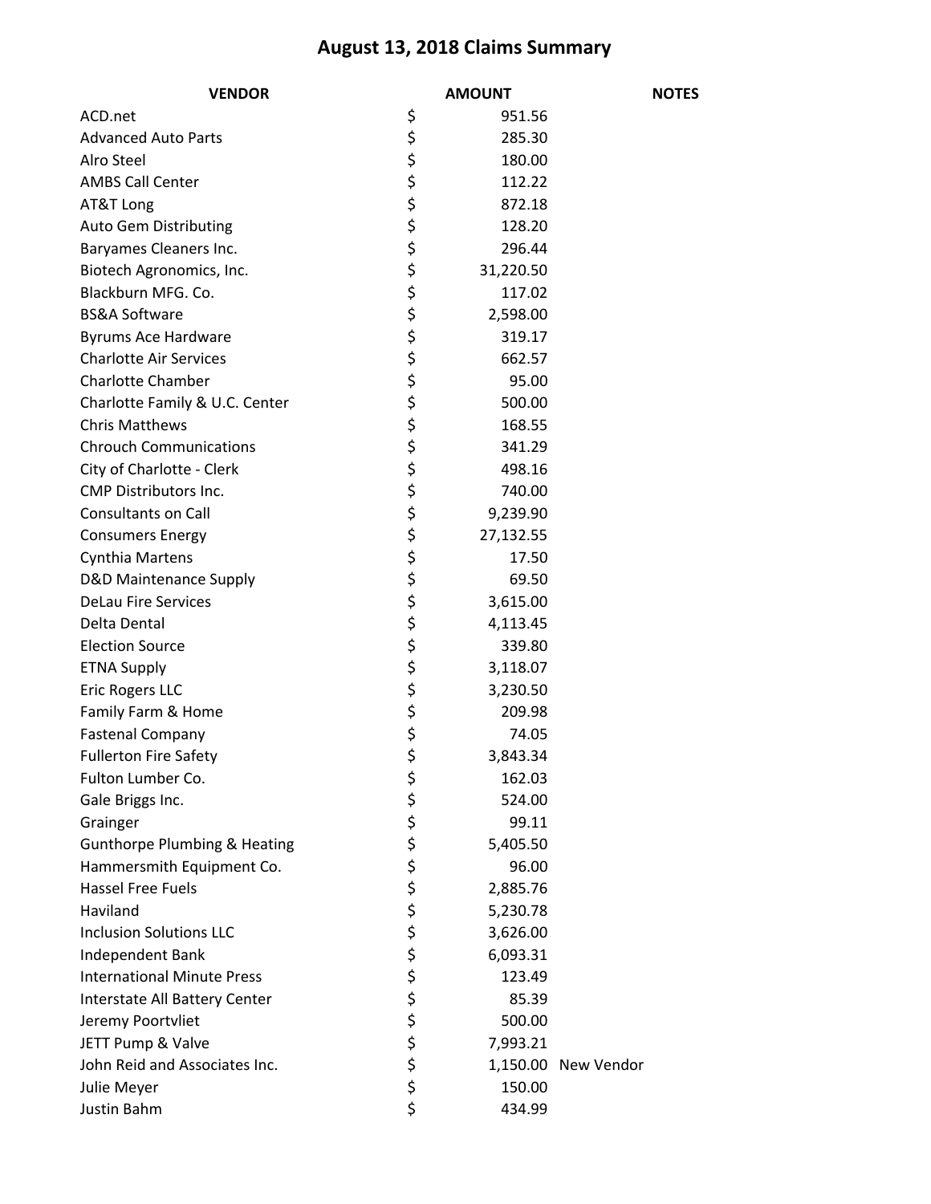# August 13, 2018 Claims Summary

| VENDOR | AMOUNT | NOTES |
|---|---|---|
| ACD.net | $ 951.56 | |
| Advanced Auto Parts | $ 285.30 | |
| Alro Steel | $ 180.00 | |
| AMBS Call Center | $ 112.22 | |
| AT&T Long | $ 872.18 | |
| Auto Gem Distributing | $ 128.20 | |
| Baryames Cleaners Inc. | $ 296.44 | |
| Biotech Agronomics, Inc. | $ 31,220.50 | |
| Blackburn MFG. Co. | $ 117.02 | |
| BS&A Software | $ 2,598.00 | |
| Byrums Ace Hardware | $ 319.17 | |
| Charlotte Air Services | $ 662.57 | |
| Charlotte Chamber | $ 95.00 | |
| Charlotte Family & U.C. Center | $ 500.00 | |
| Chris Matthews | $ 168.55 | |
| Chrouch Communications | $ 341.29 | |
| City of Charlotte - Clerk | $ 498.16 | |
| CMP Distributors Inc. | $ 740.00 | |
| Consultants on Call | $ 9,239.90 | |
| Consumers Energy | $ 27,132.55 | |
| Cynthia Martens | $ 17.50 | |
| D&D Maintenance Supply | $ 69.50 | |
| DeLau Fire Services | $ 3,615.00 | |
| Delta Dental | $ 4,113.45 | |
| Election Source | $ 339.80 | |
| ETNA Supply | $ 3,118.07 | |
| Eric Rogers LLC | $ 3,230.50 | |
| Family Farm & Home | $ 209.98 | |
| Fastenal Company | $ 74.05 | |
| Fullerton Fire Safety | $ 3,843.34 | |
| Fulton Lumber Co. | $ 162.03 | |
| Gale Briggs Inc. | $ 524.00 | |
| Grainger | $ 99.11 | |
| Gunthorpe Plumbing & Heating | $ 5,405.50 | |
| Hammersmith Equipment Co. | $ 96.00 | |
| Hassel Free Fuels | $ 2,885.76 | |
| Haviland | $ 5,230.78 | |
| Inclusion Solutions LLC | $ 3,626.00 | |
| Independent Bank | $ 6,093.31 | |
| International Minute Press | $ 123.49 | |
| Interstate All Battery Center | $ 85.39 | |
| Jeremy Poortvliet | $ 500.00 | |
| JETT Pump & Valve | $ 7,993.21 | |
| John Reid and Associates Inc. | $ 1,150.00 | New Vendor |
| Julie Meyer | $ 150.00 | |
| Justin Bahm | $ 434.99 | |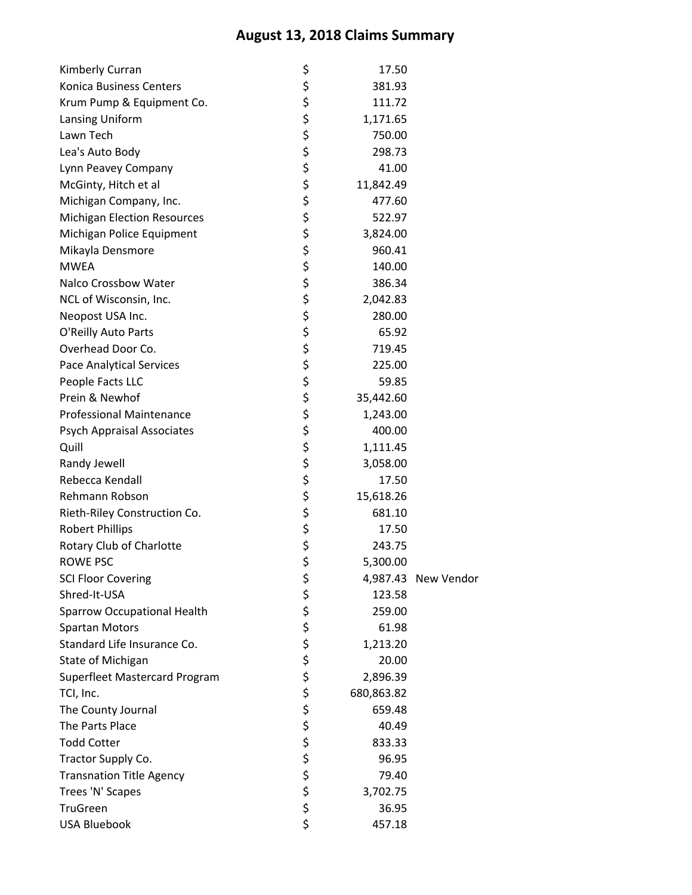# August 13, 2018 Claims Summary

| Vendor | | Amount | Note |
|---|---|---|---|
| Kimberly Curran | $ | 17.50 | |
| Konica Business Centers | $ | 381.93 | |
| Krum Pump & Equipment Co. | $ | 111.72 | |
| Lansing Uniform | $ | 1,171.65 | |
| Lawn Tech | $ | 750.00 | |
| Lea's Auto Body | $ | 298.73 | |
| Lynn Peavey Company | $ | 41.00 | |
| McGinty, Hitch et al | $ | 11,842.49 | |
| Michigan Company, Inc. | $ | 477.60 | |
| Michigan Election Resources | $ | 522.97 | |
| Michigan Police Equipment | $ | 3,824.00 | |
| Mikayla Densmore | $ | 960.41 | |
| MWEA | $ | 140.00 | |
| Nalco Crossbow Water | $ | 386.34 | |
| NCL of Wisconsin, Inc. | $ | 2,042.83 | |
| Neopost USA Inc. | $ | 280.00 | |
| O'Reilly Auto Parts | $ | 65.92 | |
| Overhead Door Co. | $ | 719.45 | |
| Pace Analytical Services | $ | 225.00 | |
| People Facts LLC | $ | 59.85 | |
| Prein & Newhof | $ | 35,442.60 | |
| Professional Maintenance | $ | 1,243.00 | |
| Psych Appraisal Associates | $ | 400.00 | |
| Quill | $ | 1,111.45 | |
| Randy Jewell | $ | 3,058.00 | |
| Rebecca Kendall | $ | 17.50 | |
| Rehmann Robson | $ | 15,618.26 | |
| Rieth-Riley Construction Co. | $ | 681.10 | |
| Robert Phillips | $ | 17.50 | |
| Rotary Club of Charlotte | $ | 243.75 | |
| ROWE PSC | $ | 5,300.00 | |
| SCI Floor Covering | $ | 4,987.43 | New Vendor |
| Shred-It-USA | $ | 123.58 | |
| Sparrow Occupational Health | $ | 259.00 | |
| Spartan Motors | $ | 61.98 | |
| Standard Life Insurance Co. | $ | 1,213.20 | |
| State of Michigan | $ | 20.00 | |
| Superfleet Mastercard Program | $ | 2,896.39 | |
| TCI, Inc. | $ | 680,863.82 | |
| The County Journal | $ | 659.48 | |
| The Parts Place | $ | 40.49 | |
| Todd Cotter | $ | 833.33 | |
| Tractor Supply Co. | $ | 96.95 | |
| Transnation Title Agency | $ | 79.40 | |
| Trees 'N' Scapes | $ | 3,702.75 | |
| TruGreen | $ | 36.95 | |
| USA Bluebook | $ | 457.18 | |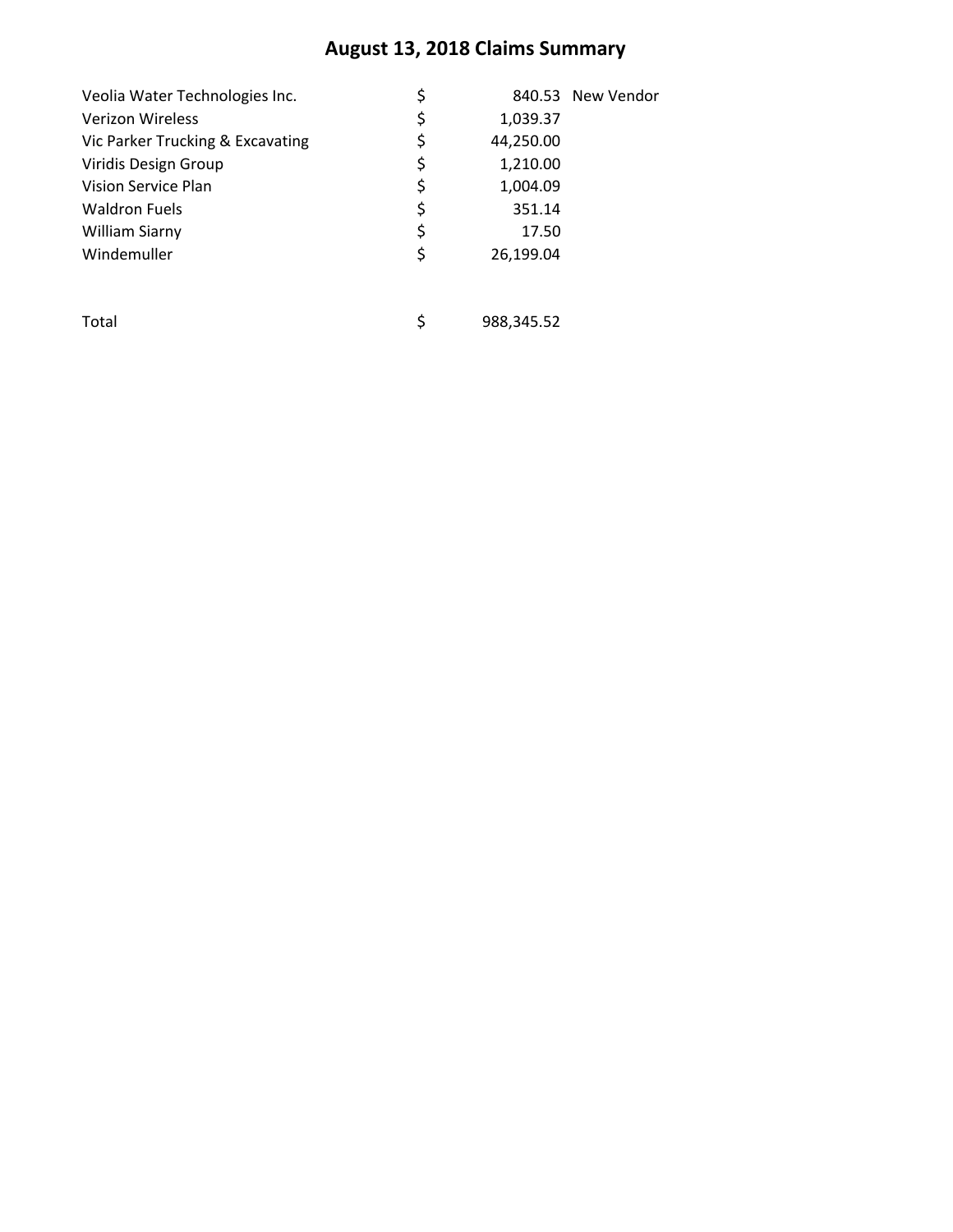# August 13, 2018 Claims Summary

| | | | |
|---|---|---|---|
| Veolia Water Technologies Inc. | $ | 840.53 | New Vendor |
| Verizon Wireless | $ | 1,039.37 | |
| Vic Parker Trucking & Excavating | $ | 44,250.00 | |
| Viridis Design Group | $ | 1,210.00 | |
| Vision Service Plan | $ | 1,004.09 | |
| Waldron Fuels | $ | 351.14 | |
| William Siarny | $ | 17.50 | |
| Windemuller | $ | 26,199.04 | |
| | | | |
| Total | $ | 988,345.52 | |